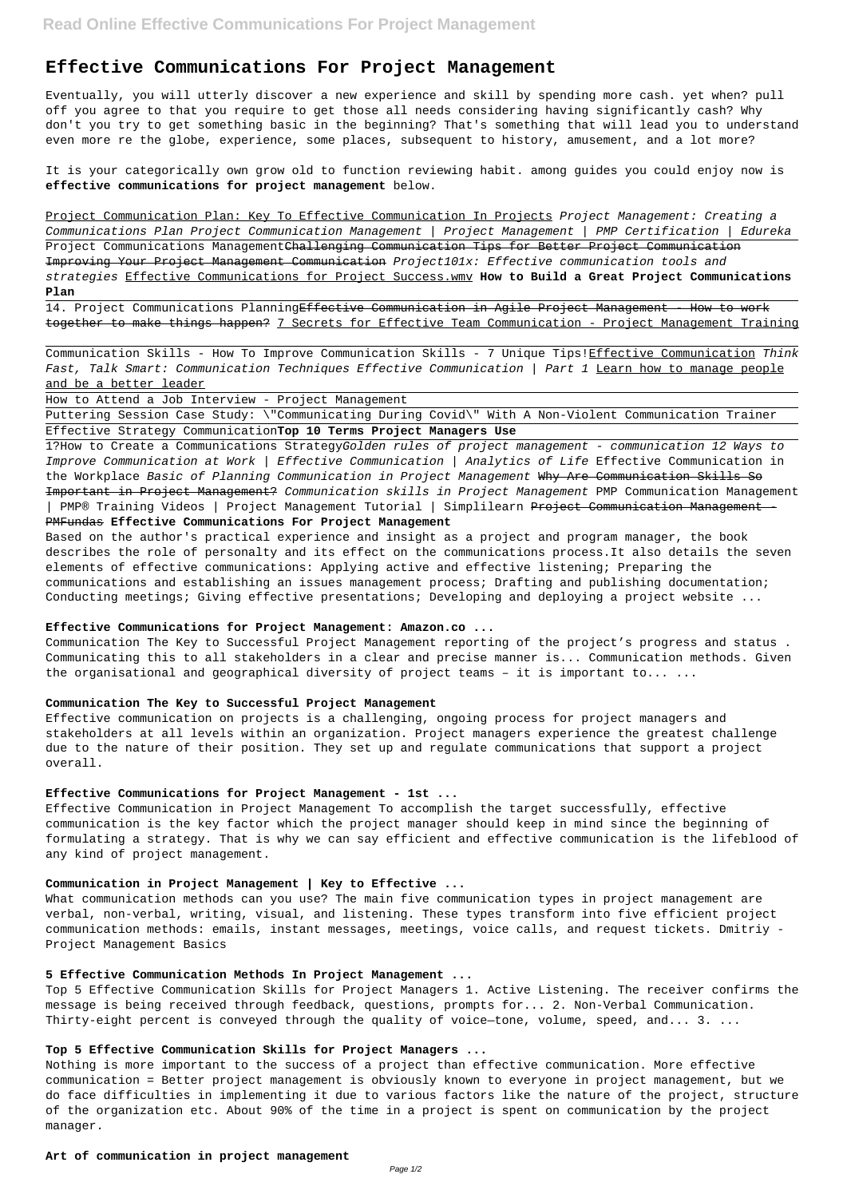# Effective Communications For Project Management

Eventually, you will utterly discover a new experience and skill by spending more cash. yet when? pull off you agree to that you require to get those all needs considering having significantly cash? Why don't you try to get something basic in the beginning? That's something that will lead you to understand even more re the globe, experience, some places, subsequent to history, amusement, and a lot more?

It is your categorically own grow old to function reviewing habit. among guides you could enjoy now is **effective communications for project management** below.

Project Communication Plan: Key To Effective Communication In Projects *Project Management: Creating a Communications Plan Project Communication Management | Project Management | PMP Certification | Edureka* Project Communications Management ~~Challenging Communication Tips for Better Project Communication Improving Your Project Management Communication~~ *Project101x: Effective communication tools and strategies* Effective Communications for Project Success.wmv **How to Build a Great Project Communications Plan**

14. Project Communications Planning ~~Effective Communication in Agile Project Management - How to work together to make things happen?~~ 7 Secrets for Effective Team Communication - Project Management Training

Communication Skills - How To Improve Communication Skills - 7 Unique Tips! Effective Communication *Think Fast, Talk Smart: Communication Techniques Effective Communication | Part 1* Learn how to manage people and be a better leader

How to Attend a Job Interview - Project Management

Puttering Session Case Study: \"Communicating During Covid\" With A Non-Violent Communication Trainer

Effective Strategy Communication **Top 10 Terms Project Managers Use**

1?How to Create a Communications Strategy *Golden rules of project management - communication 12 Ways to Improve Communication at Work | Effective Communication | Analytics of Life* Effective Communication in the Workplace *Basic of Planning Communication in Project Management* ~~Why Are Communication Skills So Important in Project Management?~~ *Communication skills in Project Management* PMP Communication Management | PMP® Training Videos | Project Management Tutorial | Simplilearn ~~Project Communication Management - PMFundas~~ **Effective Communications For Project Management**

Based on the author's practical experience and insight as a project and program manager, the book describes the role of personalty and its effect on the communications process.It also details the seven elements of effective communications: Applying active and effective listening; Preparing the communications and establishing an issues management process; Drafting and publishing documentation; Conducting meetings; Giving effective presentations; Developing and deploying a project website ...

**Effective Communications for Project Management: Amazon.co ...**

Communication The Key to Successful Project Management reporting of the project's progress and status . Communicating this to all stakeholders in a clear and precise manner is... Communication methods. Given the organisational and geographical diversity of project teams – it is important to... ...

**Communication The Key to Successful Project Management**

Effective communication on projects is a challenging, ongoing process for project managers and stakeholders at all levels within an organization. Project managers experience the greatest challenge due to the nature of their position. They set up and regulate communications that support a project overall.

**Effective Communications for Project Management - 1st ...**

Effective Communication in Project Management To accomplish the target successfully, effective communication is the key factor which the project manager should keep in mind since the beginning of formulating a strategy. That is why we can say efficient and effective communication is the lifeblood of any kind of project management.

**Communication in Project Management | Key to Effective ...**

What communication methods can you use? The main five communication types in project management are verbal, non-verbal, writing, visual, and listening. These types transform into five efficient project communication methods: emails, instant messages, meetings, voice calls, and request tickets. Dmitriy - Project Management Basics

**5 Effective Communication Methods In Project Management ...**

Top 5 Effective Communication Skills for Project Managers 1. Active Listening. The receiver confirms the message is being received through feedback, questions, prompts for... 2. Non-Verbal Communication. Thirty-eight percent is conveyed through the quality of voice—tone, volume, speed, and... 3. ...

**Top 5 Effective Communication Skills for Project Managers ...**

Nothing is more important to the success of a project than effective communication. More effective communication = Better project management is obviously known to everyone in project management, but we do face difficulties in implementing it due to various factors like the nature of the project, structure of the organization etc. About 90% of the time in a project is spent on communication by the project manager.

**Art of communication in project management**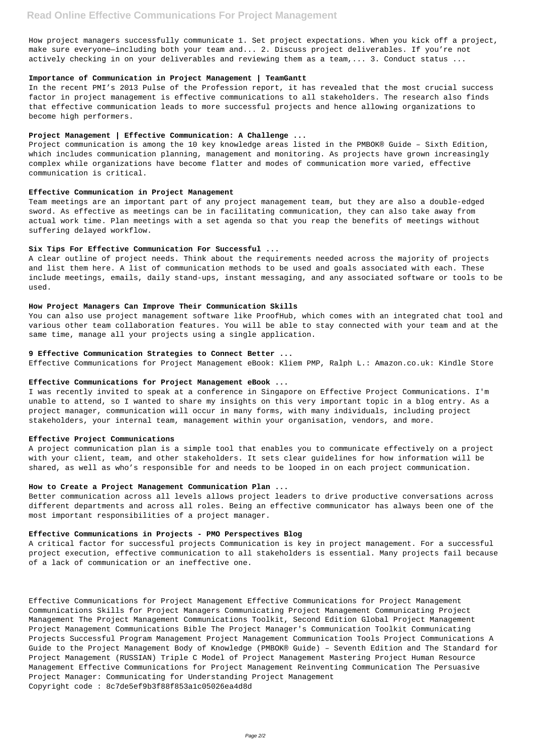How project managers successfully communicate 1. Set project expectations. When you kick off a project, make sure everyone—including both your team and... 2. Discuss project deliverables. If you're not actively checking in on your deliverables and reviewing them as a team,... 3. Conduct status ...

**Importance of Communication in Project Management | TeamGantt**

In the recent PMI's 2013 Pulse of the Profession report, it has revealed that the most crucial success factor in project management is effective communications to all stakeholders. The research also finds that effective communication leads to more successful projects and hence allowing organizations to become high performers.

**Project Management | Effective Communication: A Challenge ...**

Project communication is among the 10 key knowledge areas listed in the PMBOK® Guide – Sixth Edition, which includes communication planning, management and monitoring. As projects have grown increasingly complex while organizations have become flatter and modes of communication more varied, effective communication is critical.

**Effective Communication in Project Management**

Team meetings are an important part of any project management team, but they are also a double-edged sword. As effective as meetings can be in facilitating communication, they can also take away from actual work time. Plan meetings with a set agenda so that you reap the benefits of meetings without suffering delayed workflow.

**Six Tips For Effective Communication For Successful ...**

A clear outline of project needs. Think about the requirements needed across the majority of projects and list them here. A list of communication methods to be used and goals associated with each. These include meetings, emails, daily stand-ups, instant messaging, and any associated software or tools to be used.

**How Project Managers Can Improve Their Communication Skills**

You can also use project management software like ProofHub, which comes with an integrated chat tool and various other team collaboration features. You will be able to stay connected with your team and at the same time, manage all your projects using a single application.

**9 Effective Communication Strategies to Connect Better ...**

Effective Communications for Project Management eBook: Kliem PMP, Ralph L.: Amazon.co.uk: Kindle Store

**Effective Communications for Project Management eBook ...**

I was recently invited to speak at a conference in Singapore on Effective Project Communications. I'm unable to attend, so I wanted to share my insights on this very important topic in a blog entry. As a project manager, communication will occur in many forms, with many individuals, including project stakeholders, your internal team, management within your organisation, vendors, and more.

**Effective Project Communications**

A project communication plan is a simple tool that enables you to communicate effectively on a project with your client, team, and other stakeholders. It sets clear guidelines for how information will be shared, as well as who's responsible for and needs to be looped in on each project communication.

**How to Create a Project Management Communication Plan ...**

Better communication across all levels allows project leaders to drive productive conversations across different departments and across all roles. Being an effective communicator has always been one of the most important responsibilities of a project manager.

**Effective Communications in Projects - PMO Perspectives Blog**

A critical factor for successful projects Communication is key in project management. For a successful project execution, effective communication to all stakeholders is essential. Many projects fail because of a lack of communication or an ineffective one.

Effective Communications for Project Management Effective Communications for Project Management Communications Skills for Project Managers Communicating Project Management Communicating Project Management The Project Management Communications Toolkit, Second Edition Global Project Management Project Management Communications Bible The Project Manager's Communication Toolkit Communicating Projects Successful Program Management Project Management Communication Tools Project Communications A Guide to the Project Management Body of Knowledge (PMBOK® Guide) – Seventh Edition and The Standard for Project Management (RUSSIAN) Triple C Model of Project Management Mastering Project Human Resource Management Effective Communications for Project Management Reinventing Communication The Persuasive Project Manager: Communicating for Understanding Project Management
Copyright code : 8c7de5ef9b3f88f853a1c05026ea4d8d